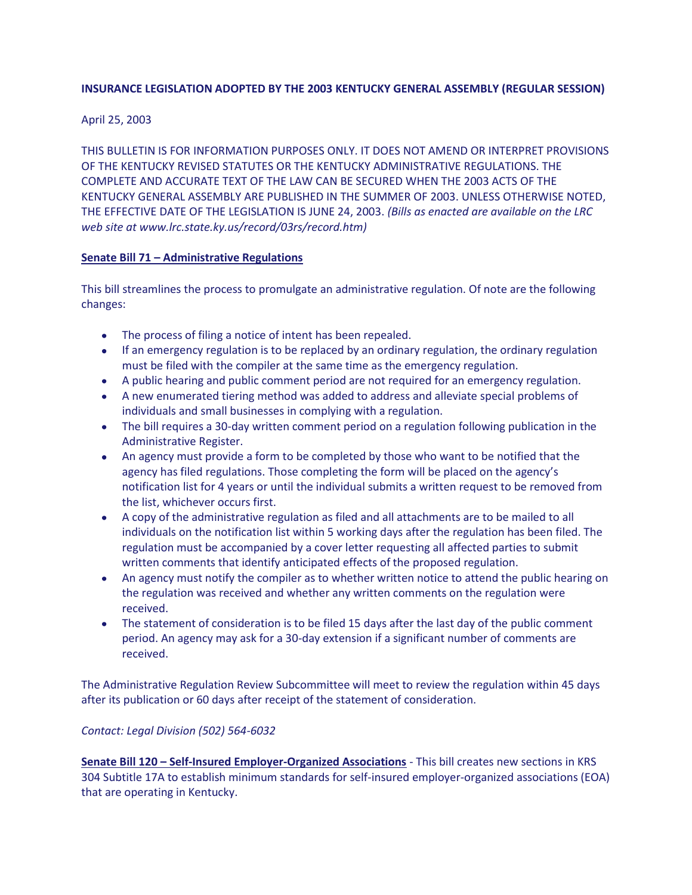**INSURANCE LEGISLATION ADOPTED BY THE 2003 KENTUCKY GENERAL ASSEMBLY (REGULAR SESSION)**

April 25, 2003

THIS BULLETIN IS FOR INFORMATION PURPOSES ONLY. IT DOES NOT AMEND OR INTERPRET PROVISIONS OF THE KENTUCKY REVISED STATUTES OR THE KENTUCKY ADMINISTRATIVE REGULATIONS. THE COMPLETE AND ACCURATE TEXT OF THE LAW CAN BE SECURED WHEN THE 2003 ACTS OF THE KENTUCKY GENERAL ASSEMBLY ARE PUBLISHED IN THE SUMMER OF 2003. UNLESS OTHERWISE NOTED, THE EFFECTIVE DATE OF THE LEGISLATION IS JUNE 24, 2003. *(Bills as enacted are available on the LRC web site at www.lrc.state.ky.us/record/03rs/record.htm)*

**Senate Bill 71 – Administrative Regulations**

This bill streamlines the process to promulgate an administrative regulation. Of note are the following changes:

- The process of filing a notice of intent has been repealed.
- If an emergency regulation is to be replaced by an ordinary regulation, the ordinary regulation must be filed with the compiler at the same time as the emergency regulation.
- A public hearing and public comment period are not required for an emergency regulation.
- A new enumerated tiering method was added to address and alleviate special problems of individuals and small businesses in complying with a regulation.
- The bill requires a 30-day written comment period on a regulation following publication in the Administrative Register.
- An agency must provide a form to be completed by those who want to be notified that the agency has filed regulations. Those completing the form will be placed on the agency's notification list for 4 years or until the individual submits a written request to be removed from the list, whichever occurs first.
- A copy of the administrative regulation as filed and all attachments are to be mailed to all individuals on the notification list within 5 working days after the regulation has been filed. The regulation must be accompanied by a cover letter requesting all affected parties to submit written comments that identify anticipated effects of the proposed regulation.
- An agency must notify the compiler as to whether written notice to attend the public hearing on the regulation was received and whether any written comments on the regulation were received.
- The statement of consideration is to be filed 15 days after the last day of the public comment period. An agency may ask for a 30-day extension if a significant number of comments are received.

The Administrative Regulation Review Subcommittee will meet to review the regulation within 45 days after its publication or 60 days after receipt of the statement of consideration.

*Contact: Legal Division (502) 564-6032*

**Senate Bill 120 – Self-Insured Employer-Organized Associations** - This bill creates new sections in KRS 304 Subtitle 17A to establish minimum standards for self-insured employer-organized associations (EOA) that are operating in Kentucky.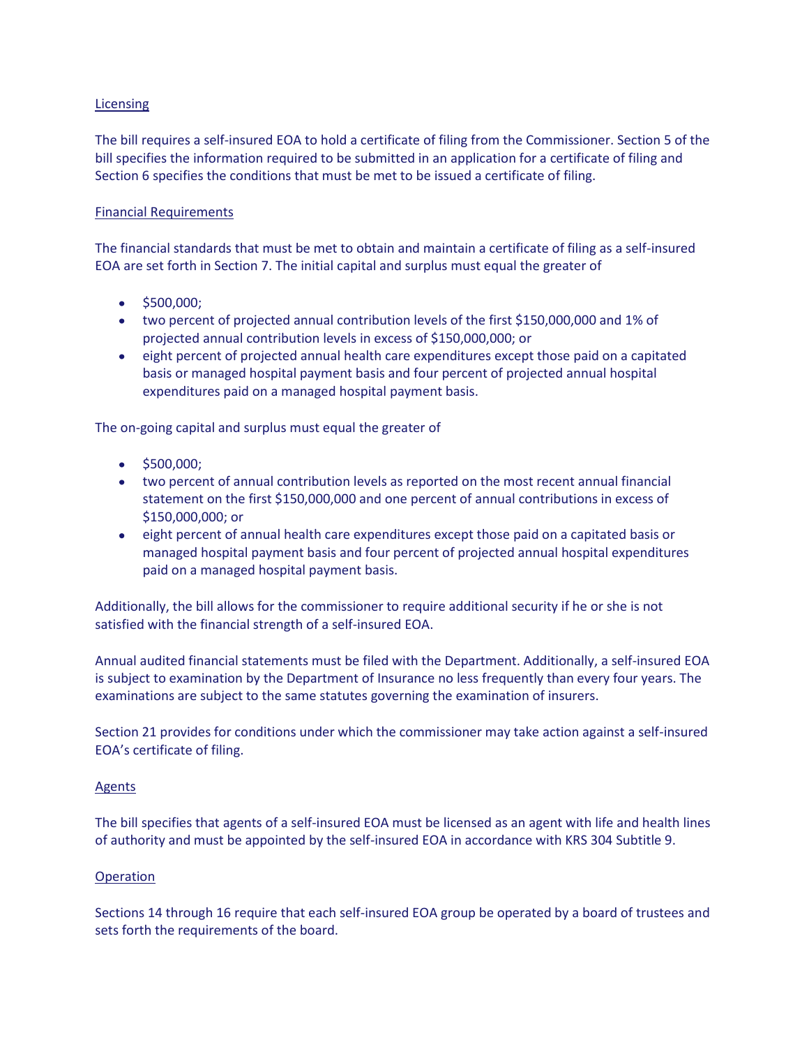Licensing

The bill requires a self-insured EOA to hold a certificate of filing from the Commissioner. Section 5 of the bill specifies the information required to be submitted in an application for a certificate of filing and Section 6 specifies the conditions that must be met to be issued a certificate of filing.

Financial Requirements

The financial standards that must be met to obtain and maintain a certificate of filing as a self-insured EOA are set forth in Section 7. The initial capital and surplus must equal the greater of

- $500,000;
- two percent of projected annual contribution levels of the first $150,000,000 and 1% of projected annual contribution levels in excess of $150,000,000; or
- eight percent of projected annual health care expenditures except those paid on a capitated basis or managed hospital payment basis and four percent of projected annual hospital expenditures paid on a managed hospital payment basis.

The on-going capital and surplus must equal the greater of

- $500,000;
- two percent of annual contribution levels as reported on the most recent annual financial statement on the first $150,000,000 and one percent of annual contributions in excess of $150,000,000; or
- eight percent of annual health care expenditures except those paid on a capitated basis or managed hospital payment basis and four percent of projected annual hospital expenditures paid on a managed hospital payment basis.

Additionally, the bill allows for the commissioner to require additional security if he or she is not satisfied with the financial strength of a self-insured EOA.

Annual audited financial statements must be filed with the Department. Additionally, a self-insured EOA is subject to examination by the Department of Insurance no less frequently than every four years. The examinations are subject to the same statutes governing the examination of insurers.

Section 21 provides for conditions under which the commissioner may take action against a self-insured EOA's certificate of filing.

Agents

The bill specifies that agents of a self-insured EOA must be licensed as an agent with life and health lines of authority and must be appointed by the self-insured EOA in accordance with KRS 304 Subtitle 9.

Operation

Sections 14 through 16 require that each self-insured EOA group be operated by a board of trustees and sets forth the requirements of the board.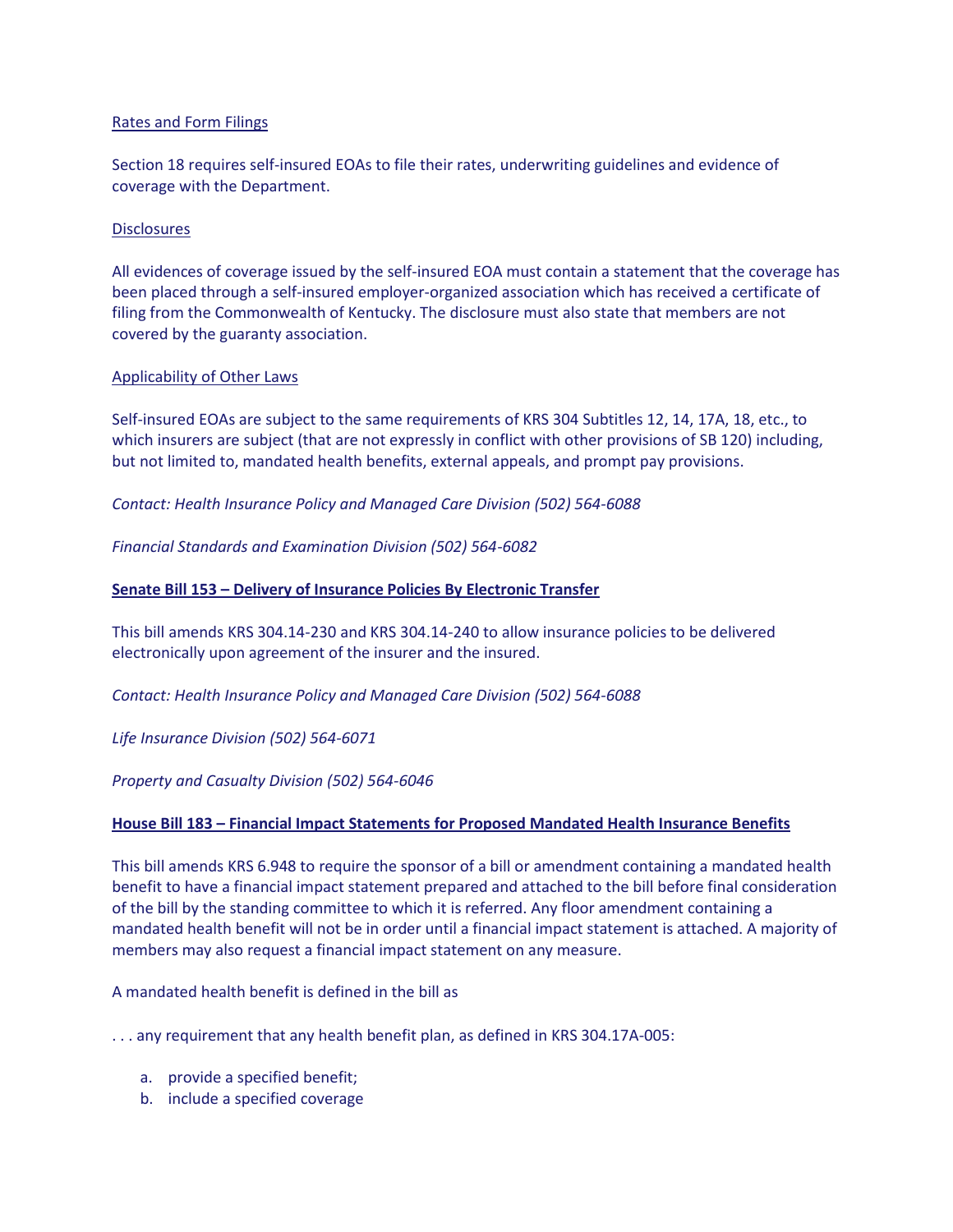Rates and Form Filings

Section 18 requires self-insured EOAs to file their rates, underwriting guidelines and evidence of coverage with the Department.

Disclosures

All evidences of coverage issued by the self-insured EOA must contain a statement that the coverage has been placed through a self-insured employer-organized association which has received a certificate of filing from the Commonwealth of Kentucky. The disclosure must also state that members are not covered by the guaranty association.

Applicability of Other Laws

Self-insured EOAs are subject to the same requirements of KRS 304 Subtitles 12, 14, 17A, 18, etc., to which insurers are subject (that are not expressly in conflict with other provisions of SB 120) including, but not limited to, mandated health benefits, external appeals, and prompt pay provisions.

*Contact: Health Insurance Policy and Managed Care Division (502) 564-6088*

*Financial Standards and Examination Division (502) 564-6082*

**Senate Bill 153 – Delivery of Insurance Policies By Electronic Transfer**

This bill amends KRS 304.14-230 and KRS 304.14-240 to allow insurance policies to be delivered electronically upon agreement of the insurer and the insured.

*Contact: Health Insurance Policy and Managed Care Division (502) 564-6088*

*Life Insurance Division (502) 564-6071*

*Property and Casualty Division (502) 564-6046*

**House Bill 183 – Financial Impact Statements for Proposed Mandated Health Insurance Benefits**

This bill amends KRS 6.948 to require the sponsor of a bill or amendment containing a mandated health benefit to have a financial impact statement prepared and attached to the bill before final consideration of the bill by the standing committee to which it is referred. Any floor amendment containing a mandated health benefit will not be in order until a financial impact statement is attached. A majority of members may also request a financial impact statement on any measure.

A mandated health benefit is defined in the bill as

. . . any requirement that any health benefit plan, as defined in KRS 304.17A-005:

a. provide a specified benefit;
b. include a specified coverage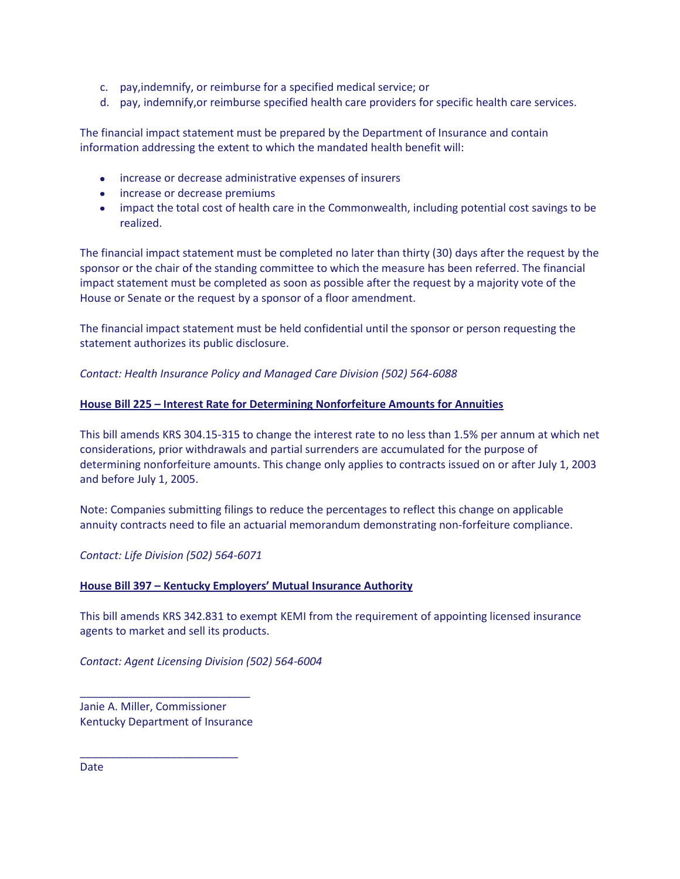c. pay,indemnify, or reimburse for a specified medical service; or
d. pay, indemnify,or reimburse specified health care providers for specific health care services.

The financial impact statement must be prepared by the Department of Insurance and contain information addressing the extent to which the mandated health benefit will:

- increase or decrease administrative expenses of insurers
- increase or decrease premiums
- impact the total cost of health care in the Commonwealth, including potential cost savings to be realized.

The financial impact statement must be completed no later than thirty (30) days after the request by the sponsor or the chair of the standing committee to which the measure has been referred. The financial impact statement must be completed as soon as possible after the request by a majority vote of the House or Senate or the request by a sponsor of a floor amendment.

The financial impact statement must be held confidential until the sponsor or person requesting the statement authorizes its public disclosure.

*Contact: Health Insurance Policy and Managed Care Division (502) 564-6088*

**House Bill 225 – Interest Rate for Determining Nonforfeiture Amounts for Annuities**

This bill amends KRS 304.15-315 to change the interest rate to no less than 1.5% per annum at which net considerations, prior withdrawals and partial surrenders are accumulated for the purpose of determining nonforfeiture amounts. This change only applies to contracts issued on or after July 1, 2003 and before July 1, 2005.

Note: Companies submitting filings to reduce the percentages to reflect this change on applicable annuity contracts need to file an actuarial memorandum demonstrating non-forfeiture compliance.

*Contact: Life Division (502) 564-6071*

**House Bill 397 – Kentucky Employers' Mutual Insurance Authority**

This bill amends KRS 342.831 to exempt KEMI from the requirement of appointing licensed insurance agents to market and sell its products.

*Contact: Agent Licensing Division (502) 564-6004*

____________________________
Janie A. Miller, Commissioner
Kentucky Department of Insurance

__________________________
Date